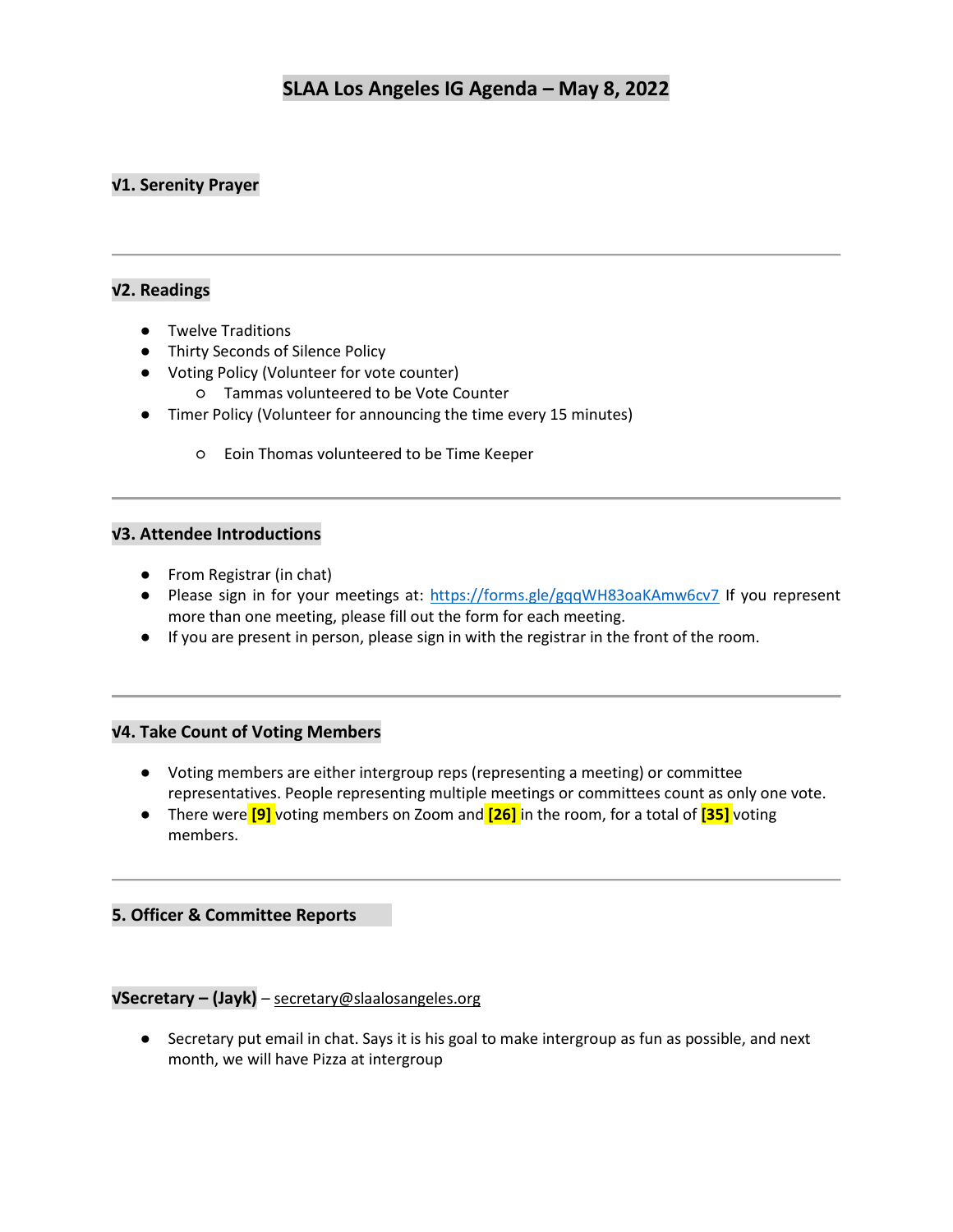# SLAA Los Angeles IG Agenda – May 8, 2022

## √1. Serenity Prayer

---

## √2. Readings

- Twelve Traditions
- Thirty Seconds of Silence Policy
- Voting Policy (Volunteer for vote counter)
  - Tammas volunteered to be Vote Counter
- Timer Policy (Volunteer for announcing the time every 15 minutes)
  - Eoin Thomas volunteered to be Time Keeper

---

## √3. Attendee Introductions

- From Registrar (in chat)
- Please sign in for your meetings at: https://forms.gle/gqqWH83oaKAmw6cv7 If you represent more than one meeting, please fill out the form for each meeting.
- If you are present in person, please sign in with the registrar in the front of the room.

---

## √4. Take Count of Voting Members

- Voting members are either intergroup reps (representing a meeting) or committee representatives. People representing multiple meetings or committees count as only one vote.
- There were **[9]** voting members on Zoom and **[26]** in the room, for a total of **[35]** voting members.

---

## 5. Officer & Committee Reports

### √Secretary – (Jayk) – secretary@slaalosangeles.org

- Secretary put email in chat. Says it is his goal to make intergroup as fun as possible, and next month, we will have Pizza at intergroup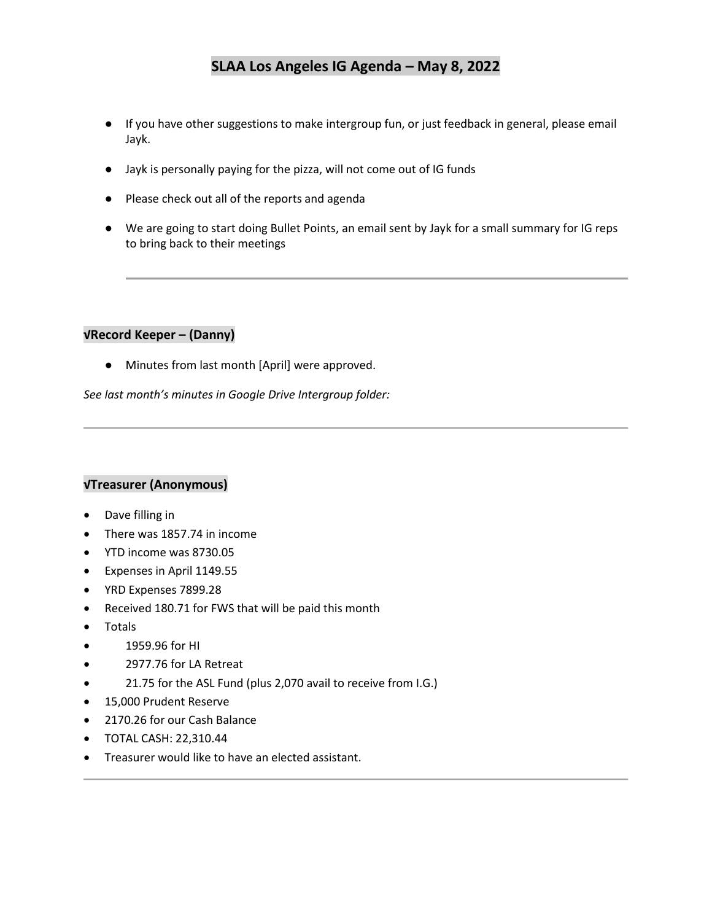# SLAA Los Angeles IG Agenda – May 8, 2022

- If you have other suggestions to make intergroup fun, or just feedback in general, please email Jayk.
- Jayk is personally paying for the pizza, will not come out of IG funds
- Please check out all of the reports and agenda
- We are going to start doing Bullet Points, an email sent by Jayk for a small summary for IG reps to bring back to their meetings

---

### √Record Keeper – (Danny)

- Minutes from last month [April] were approved.

*See last month's minutes in Google Drive Intergroup folder:*

---

### √Treasurer (Anonymous)

- Dave filling in
- There was 1857.74 in income
- YTD income was 8730.05
- Expenses in April 1149.55
- YRD Expenses 7899.28
- Received 180.71 for FWS that will be paid this month
- Totals
- 1959.96 for HI
- 2977.76 for LA Retreat
- 21.75 for the ASL Fund (plus 2,070 avail to receive from I.G.)
- 15,000 Prudent Reserve
- 2170.26 for our Cash Balance
- TOTAL CASH: 22,310.44
- Treasurer would like to have an elected assistant.

---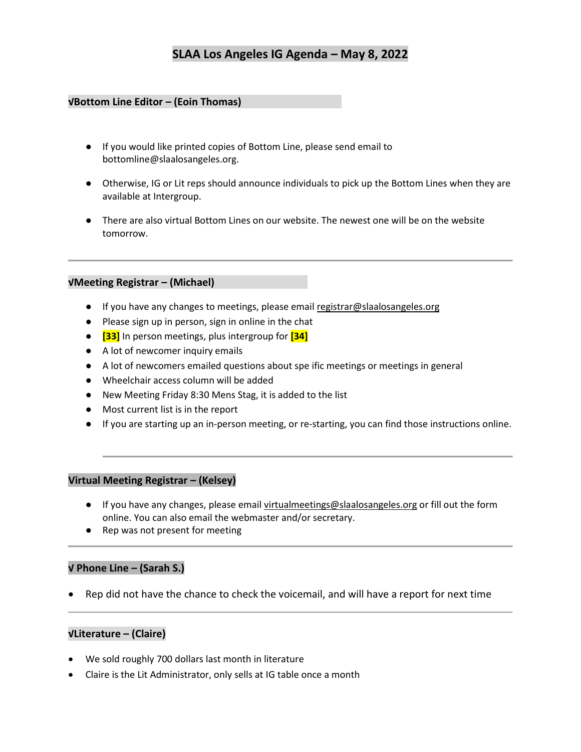# SLAA Los Angeles IG Agenda – May 8, 2022

### √Bottom Line Editor – (Eoin Thomas)

- If you would like printed copies of Bottom Line, please send email to bottomline@slaalosangeles.org.
- Otherwise, IG or Lit reps should announce individuals to pick up the Bottom Lines when they are available at Intergroup.
- There are also virtual Bottom Lines on our website. The newest one will be on the website tomorrow.

---

### √Meeting Registrar – (Michael)

- If you have any changes to meetings, please email registrar@slaalosangeles.org
- Please sign up in person, sign in online in the chat
- **[33]** In person meetings, plus intergroup for **[34]**
- A lot of newcomer inquiry emails
- A lot of newcomers emailed questions about spe ific meetings or meetings in general
- Wheelchair access column will be added
- New Meeting Friday 8:30 Mens Stag, it is added to the list
- Most current list is in the report
- If you are starting up an in-person meeting, or re-starting, you can find those instructions online.

---

### Virtual Meeting Registrar – (Kelsey)

- If you have any changes, please email virtualmeetings@slaalosangeles.org or fill out the form online. You can also email the webmaster and/or secretary.
- Rep was not present for meeting

---

### √ Phone Line – (Sarah S.)

- Rep did not have the chance to check the voicemail, and will have a report for next time

---

### √Literature – (Claire)

- We sold roughly 700 dollars last month in literature
- Claire is the Lit Administrator, only sells at IG table once a month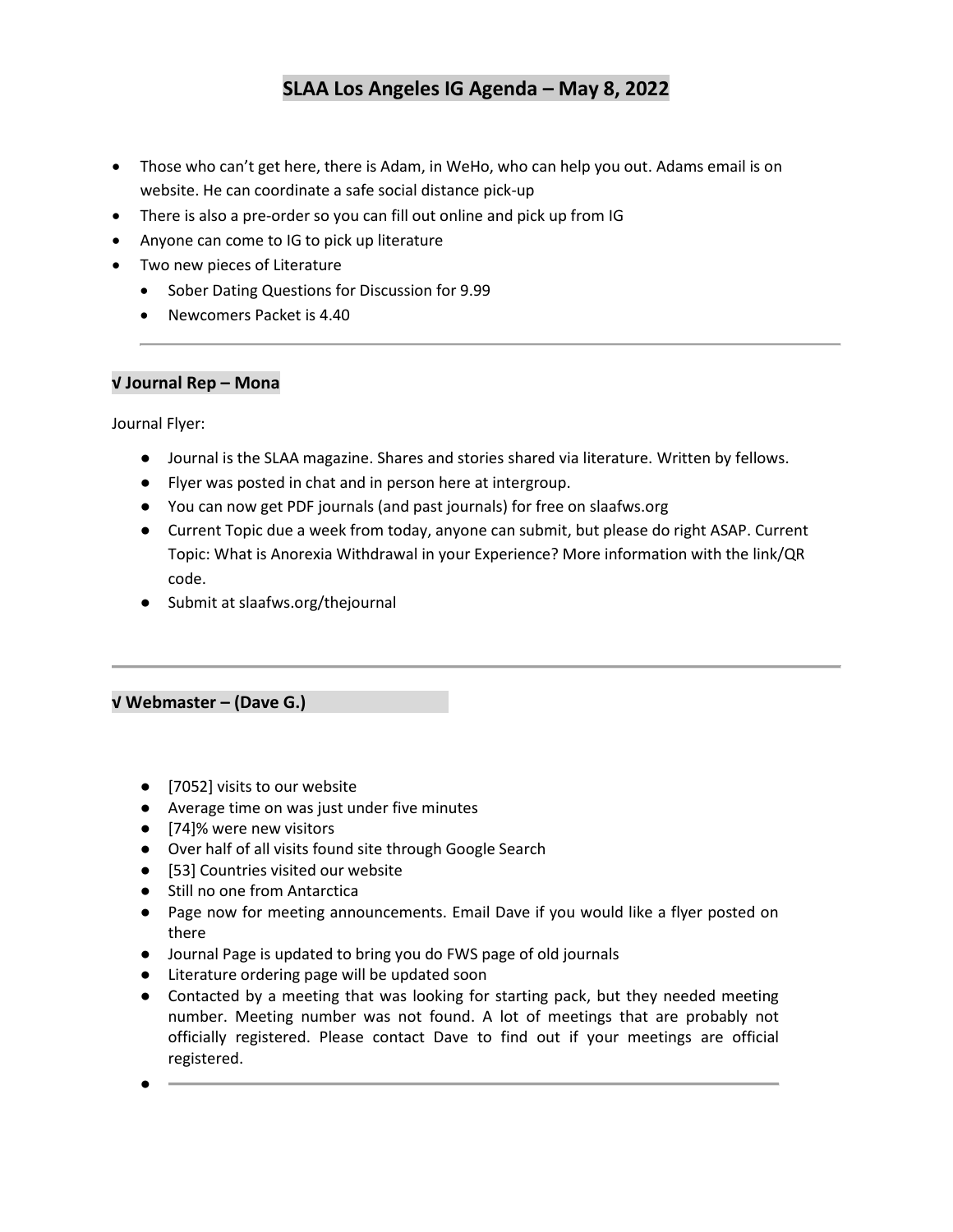# SLAA Los Angeles IG Agenda – May 8, 2022

- Those who can't get here, there is Adam, in WeHo, who can help you out. Adams email is on website. He can coordinate a safe social distance pick-up
- There is also a pre-order so you can fill out online and pick up from IG
- Anyone can come to IG to pick up literature
- Two new pieces of Literature
  - Sober Dating Questions for Discussion for 9.99
  - Newcomers Packet is 4.40

---

### √ Journal Rep – Mona

Journal Flyer:

- Journal is the SLAA magazine. Shares and stories shared via literature. Written by fellows.
- Flyer was posted in chat and in person here at intergroup.
- You can now get PDF journals (and past journals) for free on slaafws.org
- Current Topic due a week from today, anyone can submit, but please do right ASAP. Current Topic: What is Anorexia Withdrawal in your Experience? More information with the link/QR code.
- Submit at slaafws.org/thejournal

---

### √ Webmaster – (Dave G.)

- [7052] visits to our website
- Average time on was just under five minutes
- [74]% were new visitors
- Over half of all visits found site through Google Search
- [53] Countries visited our website
- Still no one from Antarctica
- Page now for meeting announcements. Email Dave if you would like a flyer posted on there
- Journal Page is updated to bring you do FWS page of old journals
- Literature ordering page will be updated soon
- Contacted by a meeting that was looking for starting pack, but they needed meeting number. Meeting number was not found. A lot of meetings that are probably not officially registered. Please contact Dave to find out if your meetings are official registered.

---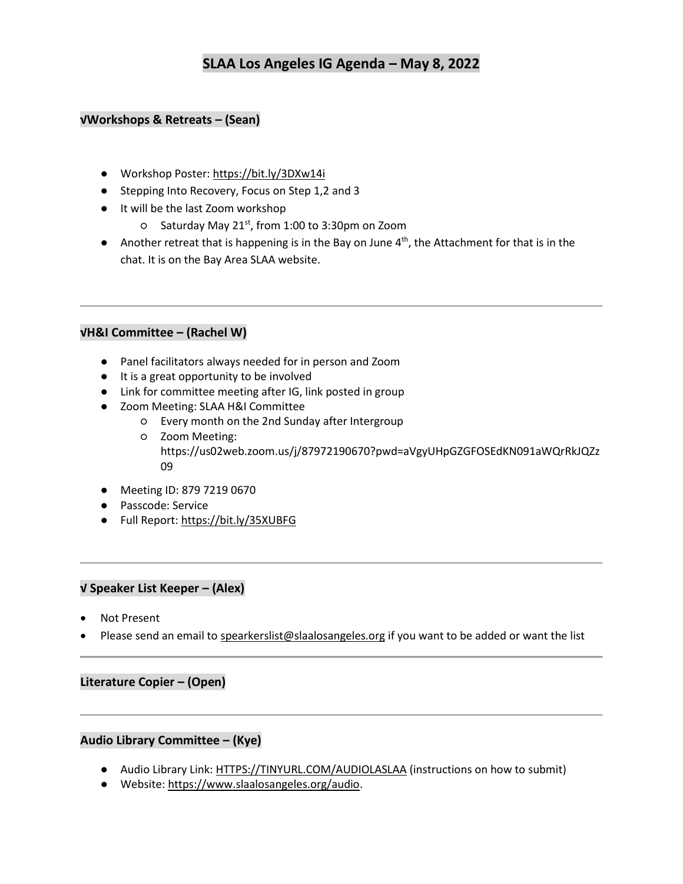# SLAA Los Angeles IG Agenda – May 8, 2022

### √Workshops & Retreats – (Sean)

- Workshop Poster: https://bit.ly/3DXw14i
- Stepping Into Recovery, Focus on Step 1,2 and 3
- It will be the last Zoom workshop
  - Saturday May 21st, from 1:00 to 3:30pm on Zoom
- Another retreat that is happening is in the Bay on June 4th, the Attachment for that is in the chat. It is on the Bay Area SLAA website.

---

### √H&I Committee – (Rachel W)

- Panel facilitators always needed for in person and Zoom
- It is a great opportunity to be involved
- Link for committee meeting after IG, link posted in group
- Zoom Meeting: SLAA H&I Committee
  - Every month on the 2nd Sunday after Intergroup
  - Zoom Meeting: https://us02web.zoom.us/j/87972190670?pwd=aVgyUHpGZGFOSEdKN091aWQrRkJQZz09
- Meeting ID: 879 7219 0670
- Passcode: Service
- Full Report: https://bit.ly/35XUBFG

---

### √ Speaker List Keeper – (Alex)

- Not Present
- Please send an email to spearkerslist@slaalosangeles.org if you want to be added or want the list

---

### Literature Copier – (Open)

---

### Audio Library Committee – (Kye)

- Audio Library Link: HTTPS://TINYURL.COM/AUDIOLASLAA (instructions on how to submit)
- Website: https://www.slaalosangeles.org/audio.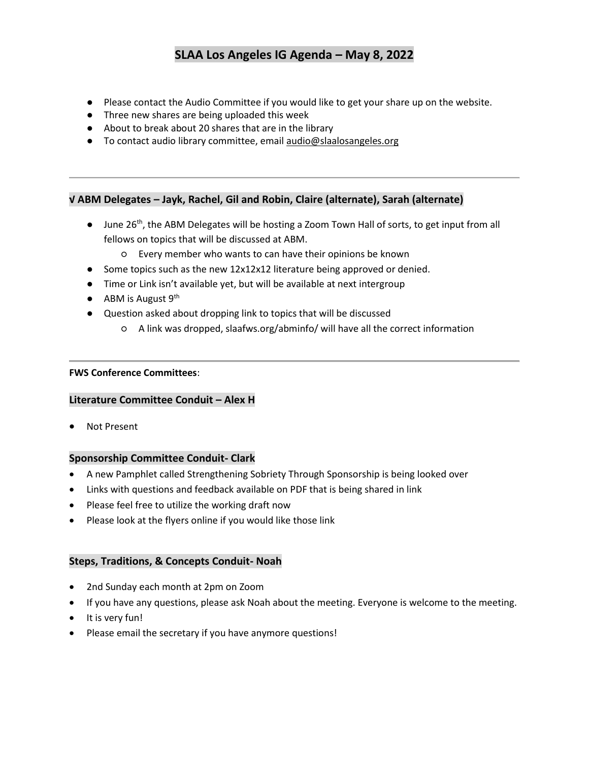# SLAA Los Angeles IG Agenda – May 8, 2022

- Please contact the Audio Committee if you would like to get your share up on the website.
- Three new shares are being uploaded this week
- About to break about 20 shares that are in the library
- To contact audio library committee, email audio@slaalosangeles.org

---

### √ ABM Delegates – Jayk, Rachel, Gil and Robin, Claire (alternate), Sarah (alternate)

- June 26th, the ABM Delegates will be hosting a Zoom Town Hall of sorts, to get input from all fellows on topics that will be discussed at ABM.
  - Every member who wants to can have their opinions be known
- Some topics such as the new 12x12x12 literature being approved or denied.
- Time or Link isn't available yet, but will be available at next intergroup
- ABM is August 9th
- Question asked about dropping link to topics that will be discussed
  - A link was dropped, slaafws.org/abminfo/ will have all the correct information

---

**FWS Conference Committees**:

### Literature Committee Conduit – Alex H

- Not Present

### Sponsorship Committee Conduit- Clark

- A new Pamphlet called Strengthening Sobriety Through Sponsorship is being looked over
- Links with questions and feedback available on PDF that is being shared in link
- Please feel free to utilize the working draft now
- Please look at the flyers online if you would like those link

### Steps, Traditions, & Concepts Conduit- Noah

- 2nd Sunday each month at 2pm on Zoom
- If you have any questions, please ask Noah about the meeting. Everyone is welcome to the meeting.
- It is very fun!
- Please email the secretary if you have anymore questions!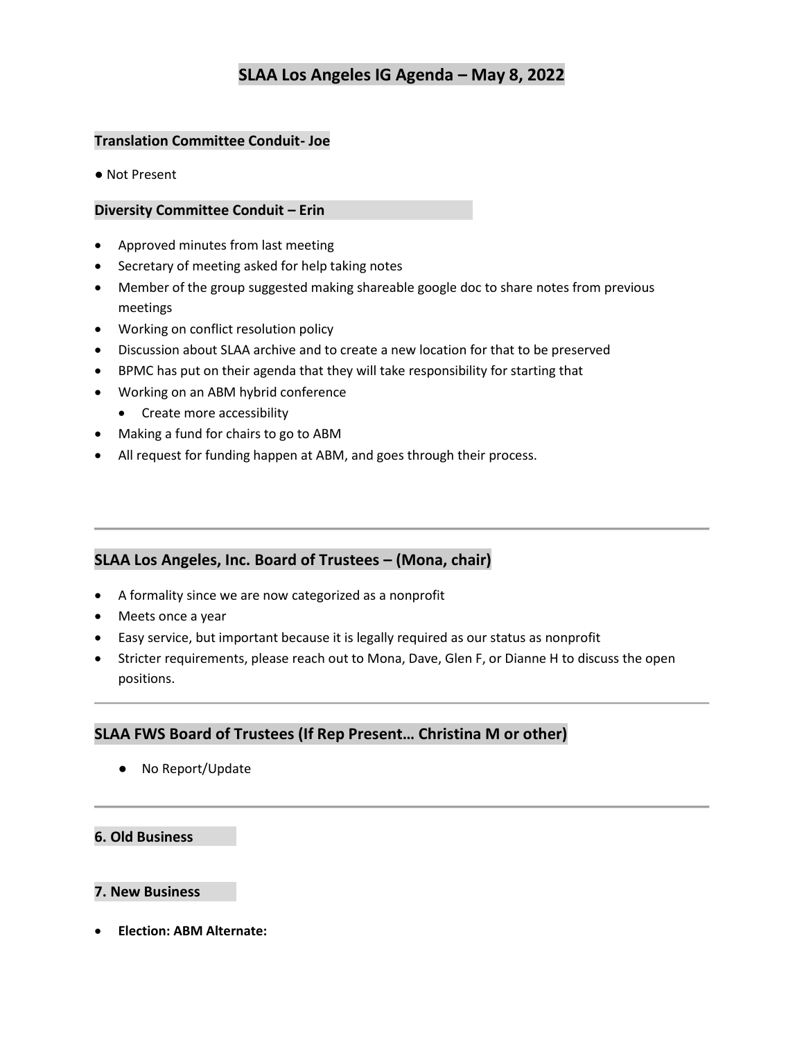# SLAA Los Angeles IG Agenda – May 8, 2022

### Translation Committee Conduit- Joe

- Not Present

### Diversity Committee Conduit – Erin

- Approved minutes from last meeting
- Secretary of meeting asked for help taking notes
- Member of the group suggested making shareable google doc to share notes from previous meetings
- Working on conflict resolution policy
- Discussion about SLAA archive and to create a new location for that to be preserved
- BPMC has put on their agenda that they will take responsibility for starting that
- Working on an ABM hybrid conference
  - Create more accessibility
- Making a fund for chairs to go to ABM
- All request for funding happen at ABM, and goes through their process.

---

## SLAA Los Angeles, Inc. Board of Trustees – (Mona, chair)

- A formality since we are now categorized as a nonprofit
- Meets once a year
- Easy service, but important because it is legally required as our status as nonprofit
- Stricter requirements, please reach out to Mona, Dave, Glen F, or Dianne H to discuss the open positions.

---

## SLAA FWS Board of Trustees (If Rep Present… Christina M or other)

- No Report/Update

---

### 6. Old Business

### 7. New Business

- **Election: ABM Alternate:**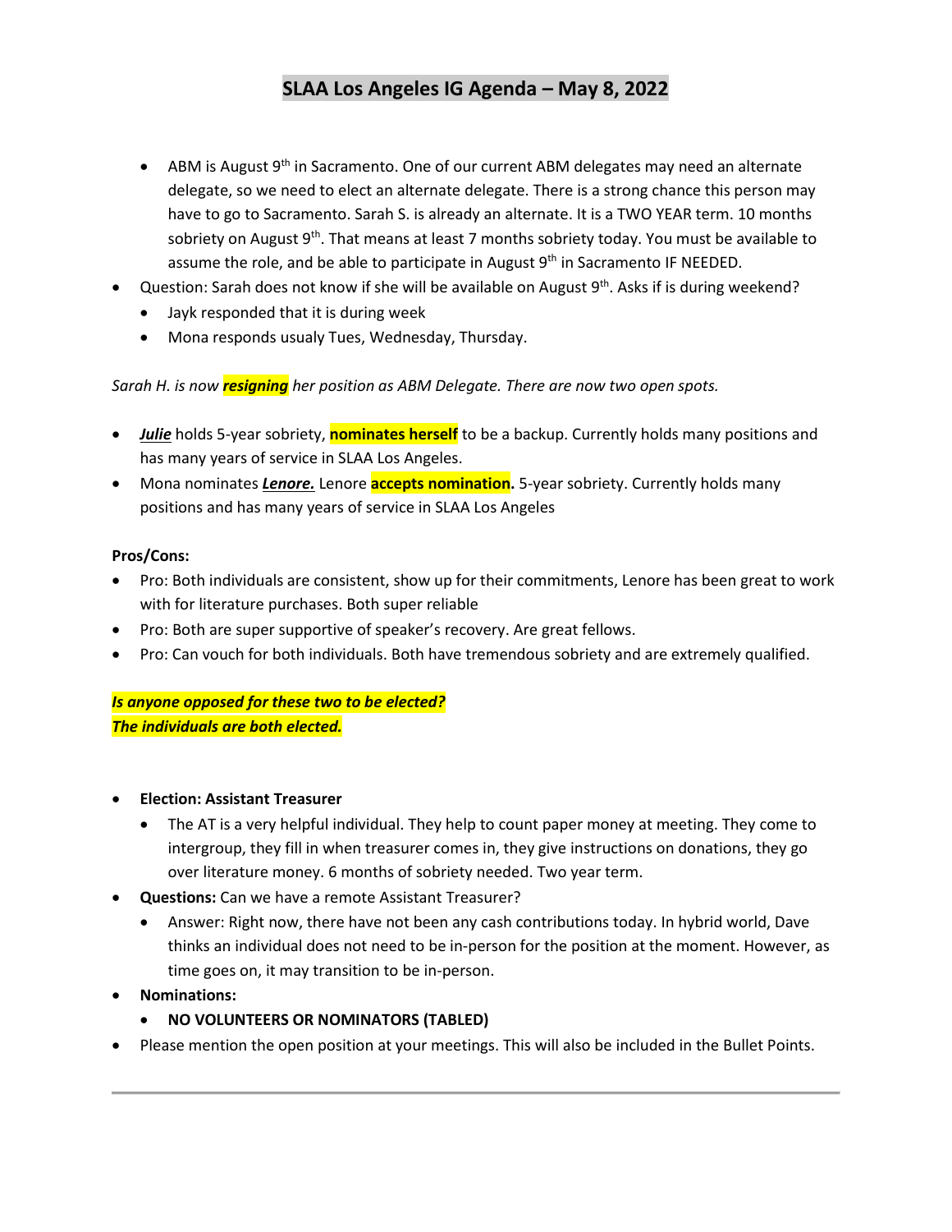# SLAA Los Angeles IG Agenda – May 8, 2022

  - ABM is August 9th in Sacramento. One of our current ABM delegates may need an alternate delegate, so we need to elect an alternate delegate. There is a strong chance this person may have to go to Sacramento. Sarah S. is already an alternate. It is a TWO YEAR term. 10 months sobriety on August 9th. That means at least 7 months sobriety today. You must be available to assume the role, and be able to participate in August 9th in Sacramento IF NEEDED.
- Question: Sarah does not know if she will be available on August 9th. Asks if is during weekend?
  - Jayk responded that it is during week
  - Mona responds usualy Tues, Wednesday, Thursday.

*Sarah H. is now **resigning** her position as ABM Delegate. There are now two open spots.*

- ***Julie*** holds 5-year sobriety, **nominates herself** to be a backup. Currently holds many positions and has many years of service in SLAA Los Angeles.
- Mona nominates ***Lenore.*** Lenore **accepts nomination.** 5-year sobriety. Currently holds many positions and has many years of service in SLAA Los Angeles

**Pros/Cons:**

- Pro: Both individuals are consistent, show up for their commitments, Lenore has been great to work with for literature purchases. Both super reliable
- Pro: Both are super supportive of speaker's recovery. Are great fellows.
- Pro: Can vouch for both individuals. Both have tremendous sobriety and are extremely qualified.

***Is anyone opposed for these two to be elected?***
***The individuals are both elected.***

- **Election: Assistant Treasurer**
  - The AT is a very helpful individual. They help to count paper money at meeting. They come to intergroup, they fill in when treasurer comes in, they give instructions on donations, they go over literature money. 6 months of sobriety needed. Two year term.
- **Questions:** Can we have a remote Assistant Treasurer?
  - Answer: Right now, there have not been any cash contributions today. In hybrid world, Dave thinks an individual does not need to be in-person for the position at the moment. However, as time goes on, it may transition to be in-person.
- **Nominations:**
  - **NO VOLUNTEERS OR NOMINATORS (TABLED)**
- Please mention the open position at your meetings. This will also be included in the Bullet Points.

---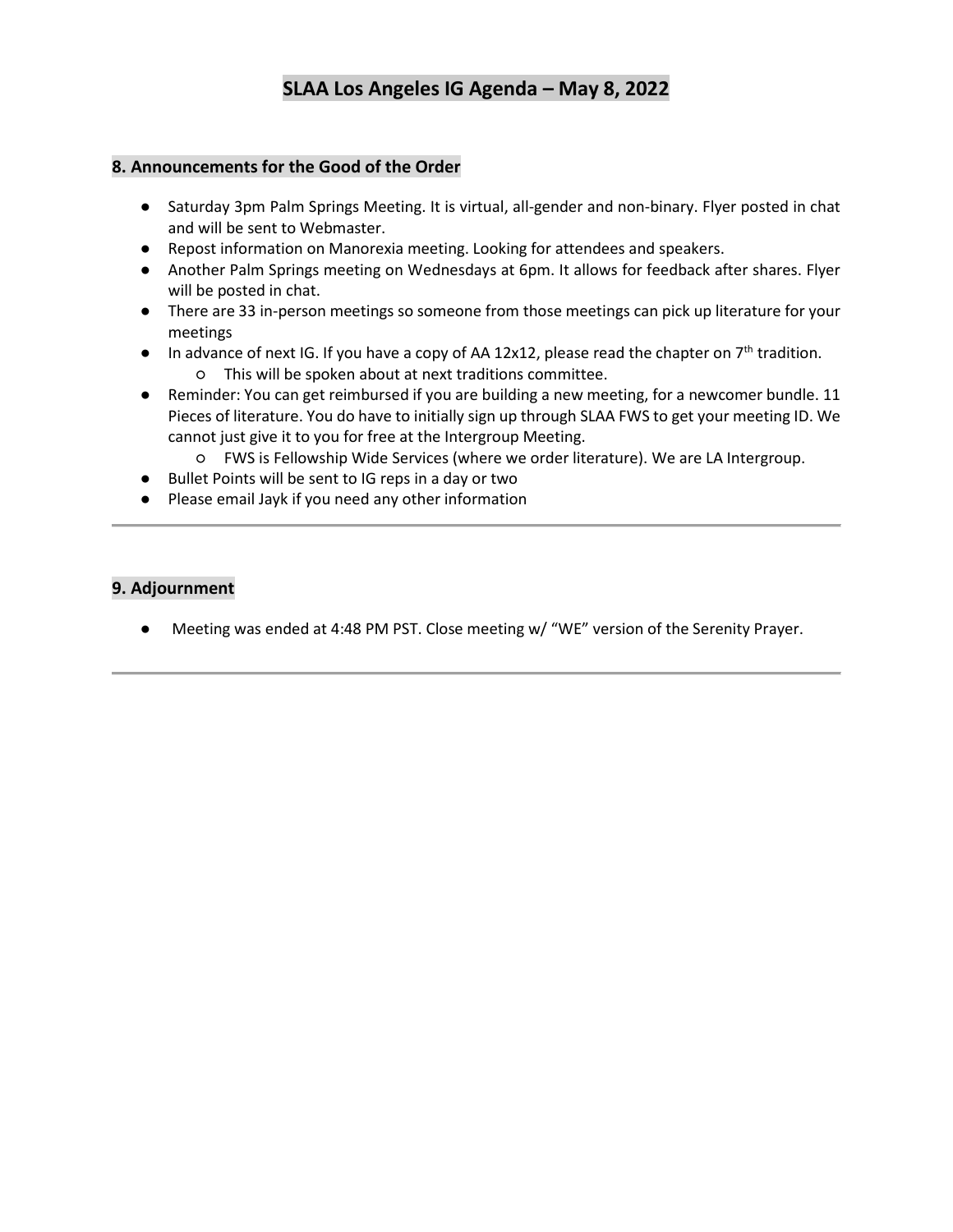# SLAA Los Angeles IG Agenda – May 8, 2022

## 8. Announcements for the Good of the Order

- Saturday 3pm Palm Springs Meeting. It is virtual, all-gender and non-binary. Flyer posted in chat and will be sent to Webmaster.
- Repost information on Manorexia meeting. Looking for attendees and speakers.
- Another Palm Springs meeting on Wednesdays at 6pm. It allows for feedback after shares. Flyer will be posted in chat.
- There are 33 in-person meetings so someone from those meetings can pick up literature for your meetings
- In advance of next IG. If you have a copy of AA 12x12, please read the chapter on 7th tradition.
  - This will be spoken about at next traditions committee.
- Reminder: You can get reimbursed if you are building a new meeting, for a newcomer bundle. 11 Pieces of literature. You do have to initially sign up through SLAA FWS to get your meeting ID. We cannot just give it to you for free at the Intergroup Meeting.
  - FWS is Fellowship Wide Services (where we order literature). We are LA Intergroup.
- Bullet Points will be sent to IG reps in a day or two
- Please email Jayk if you need any other information

---

## 9. Adjournment

- Meeting was ended at 4:48 PM PST. Close meeting w/ "WE" version of the Serenity Prayer.

---